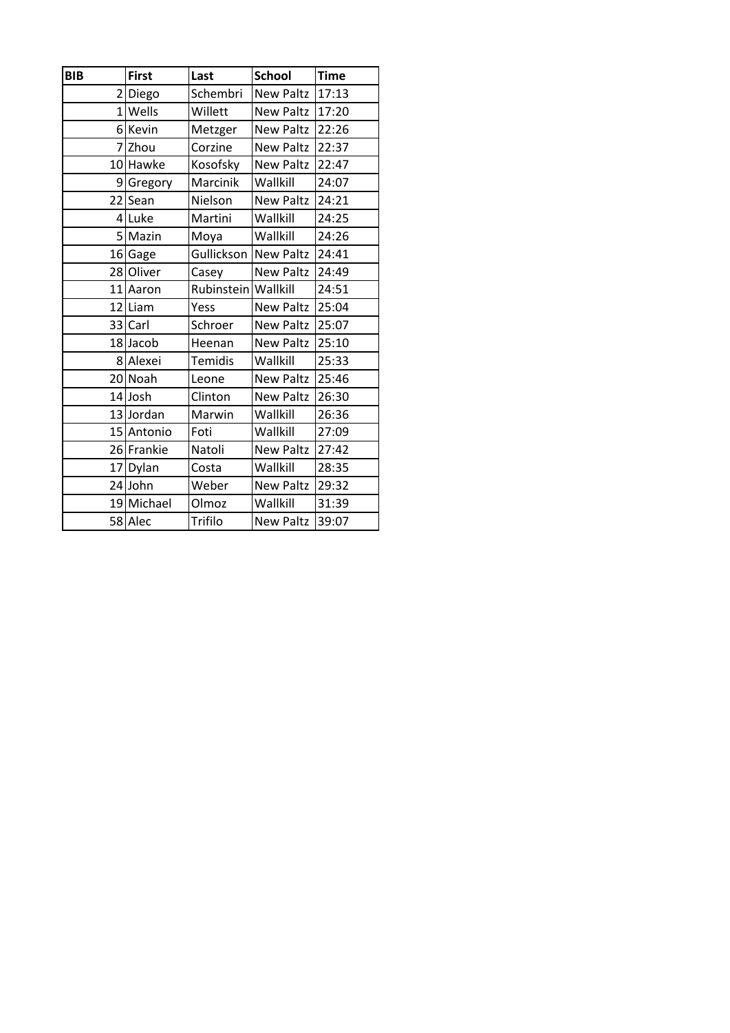| BIB | First | Last | School | Time |
|---|---|---|---|---|
| 2 | Diego | Schembri | New Paltz | 17:13 |
| 1 | Wells | Willett | New Paltz | 17:20 |
| 6 | Kevin | Metzger | New Paltz | 22:26 |
| 7 | Zhou | Corzine | New Paltz | 22:37 |
| 10 | Hawke | Kosofsky | New Paltz | 22:47 |
| 9 | Gregory | Marcinik | Wallkill | 24:07 |
| 22 | Sean | Nielson | New Paltz | 24:21 |
| 4 | Luke | Martini | Wallkill | 24:25 |
| 5 | Mazin | Moya | Wallkill | 24:26 |
| 16 | Gage | Gullickson | New Paltz | 24:41 |
| 28 | Oliver | Casey | New Paltz | 24:49 |
| 11 | Aaron | Rubinstein | Wallkill | 24:51 |
| 12 | Liam | Yess | New Paltz | 25:04 |
| 33 | Carl | Schroer | New Paltz | 25:07 |
| 18 | Jacob | Heenan | New Paltz | 25:10 |
| 8 | Alexei | Temidis | Wallkill | 25:33 |
| 20 | Noah | Leone | New Paltz | 25:46 |
| 14 | Josh | Clinton | New Paltz | 26:30 |
| 13 | Jordan | Marwin | Wallkill | 26:36 |
| 15 | Antonio | Foti | Wallkill | 27:09 |
| 26 | Frankie | Natoli | New Paltz | 27:42 |
| 17 | Dylan | Costa | Wallkill | 28:35 |
| 24 | John | Weber | New Paltz | 29:32 |
| 19 | Michael | Olmoz | Wallkill | 31:39 |
| 58 | Alec | Trifilo | New Paltz | 39:07 |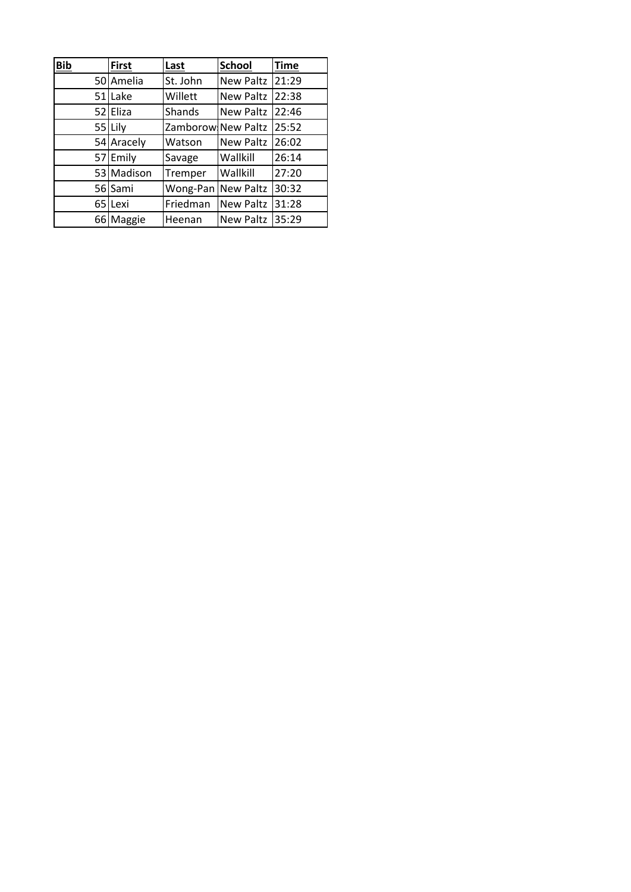| Bib | First | Last | School | Time |
|---|---|---|---|---|
| 50 | Amelia | St. John | New Paltz | 21:29 |
| 51 | Lake | Willett | New Paltz | 22:38 |
| 52 | Eliza | Shands | New Paltz | 22:46 |
| 55 | Lily | Zamborow | New Paltz | 25:52 |
| 54 | Aracely | Watson | New Paltz | 26:02 |
| 57 | Emily | Savage | Wallkill | 26:14 |
| 53 | Madison | Tremper | Wallkill | 27:20 |
| 56 | Sami | Wong-Pan | New Paltz | 30:32 |
| 65 | Lexi | Friedman | New Paltz | 31:28 |
| 66 | Maggie | Heenan | New Paltz | 35:29 |